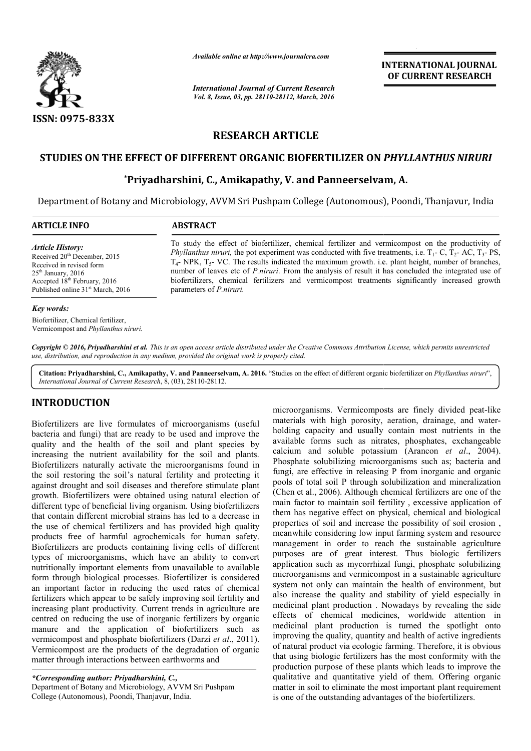# RESEARCH ARTICLE

## STUDIES ON THE EFFECT OF DIFFERENT ORGANIC BIOFERTILIZER ON *PHYLLANTHUS NIRURI*

**\*Priyadharshini, C., Amikapathy, V. and Panneerselvam, A.**

Department of Botany and Microbiology, AVVM Sri Pushpam College (Autonomous), Poondi, Thanjavur, India

### ARTICLE INFO

*Article History:*
Received 20th December, 2015
Received in revised form 25th January, 2016
Accepted 18th February, 2016
Published online 31st March, 2016

*Key words:*
Biofertilizer, Chemical fertilizer, Vermicompost and *Phyllanthus niruri.*

### ABSTRACT

To study the effect of biofertilizer, chemical fertilizer and vermicompost on the productivity of *Phyllanthus niruri,* the pot experiment was conducted with five treatments, i.e. $T_1$- C, $T_2$- AC, $T_3$- PS, $T_4$- NPK, $T_5$- VC. The results indicated the maximum growth. i.e. plant height, number of branches, number of leaves etc of *P.niruri*. From the analysis of result it has concluded the integrated use of biofertilizers, chemical fertilizers and vermicompost treatments significantly increased growth parameters of *P.niruri.*

*Copyright © 2016, Priyadharshini et al. This is an open access article distributed under the Creative Commons Attribution License, which permits unrestricted use, distribution, and reproduction in any medium, provided the original work is properly cited.*

**Citation: Priyadharshini, C., Amikapathy, V. and Panneerselvam, A. 2016.** "Studies on the effect of different organic biofertilizer on *Phyllanthus niruri*", *International Journal of Current Research*, 8, (03), 28110-28112.

## INTRODUCTION

Biofertilizers are live formulates of microorganisms (useful bacteria and fungi) that are ready to be used and improve the quality and the health of the soil and plant species by increasing the nutrient availability for the soil and plants. Biofertilizers naturally activate the microorganisms found in the soil restoring the soil's natural fertility and protecting it against drought and soil diseases and therefore stimulate plant growth. Biofertilizers were obtained using natural election of different type of beneficial living organism. Using biofertilizers that contain different microbial strains has led to a decrease in the use of chemical fertilizers and has provided high quality products free of harmful agrochemicals for human safety. Biofertilizers are products containing living cells of different types of microorganisms, which have an ability to convert nutritionally important elements from unavailable to available form through biological processes. Biofertilizer is considered an important factor in reducing the used rates of chemical fertilizers which appear to be safely improving soil fertility and increasing plant productivity. Current trends in agriculture are centred on reducing the use of inorganic fertilizers by organic manure and the application of biofertilizers such as vermicompost and phosphate biofertilizers (Darzi *et al*., 2011). Vermicompost are the products of the degradation of organic matter through interactions between earthworms and microorganisms. Vermicomposts are finely divided peat-like materials with high porosity, aeration, drainage, and water-holding capacity and usually contain most nutrients in the available forms such as nitrates, phosphates, exchangeable calcium and soluble potassium (Arancon *et al*., 2004). Phosphate solubilizing microorganisms such as; bacteria and fungi, are effective in releasing P from inorganic and organic pools of total soil P through solubilization and mineralization (Chen et al., 2006). Although chemical fertilizers are one of the main factor to maintain soil fertility , excessive application of them has negative effect on physical, chemical and biological properties of soil and increase the possibility of soil erosion , meanwhile considering low input farming system and resource management in order to reach the sustainable agriculture purposes are of great interest. Thus biologic fertilizers application such as mycorrhizal fungi, phosphate solubilizing microorganisms and vermicompost in a sustainable agriculture system not only can maintain the health of environment, but also increase the quality and stability of yield especially in medicinal plant production . Nowadays by revealing the side effects of chemical medicines, worldwide attention in medicinal plant production is turned the spotlight onto improving the quality, quantity and health of active ingredients of natural product via ecologic farming. Therefore, it is obvious that using biologic fertilizers has the most conformity with the production purpose of these plants which leads to improve the qualitative and quantitative yield of them. Offering organic matter in soil to eliminate the most important plant requirement is one of the outstanding advantages of the biofertilizers.

*\*Corresponding author: Priyadharshini, C.,*
Department of Botany and Microbiology, AVVM Sri Pushpam College (Autonomous), Poondi, Thanjavur, India.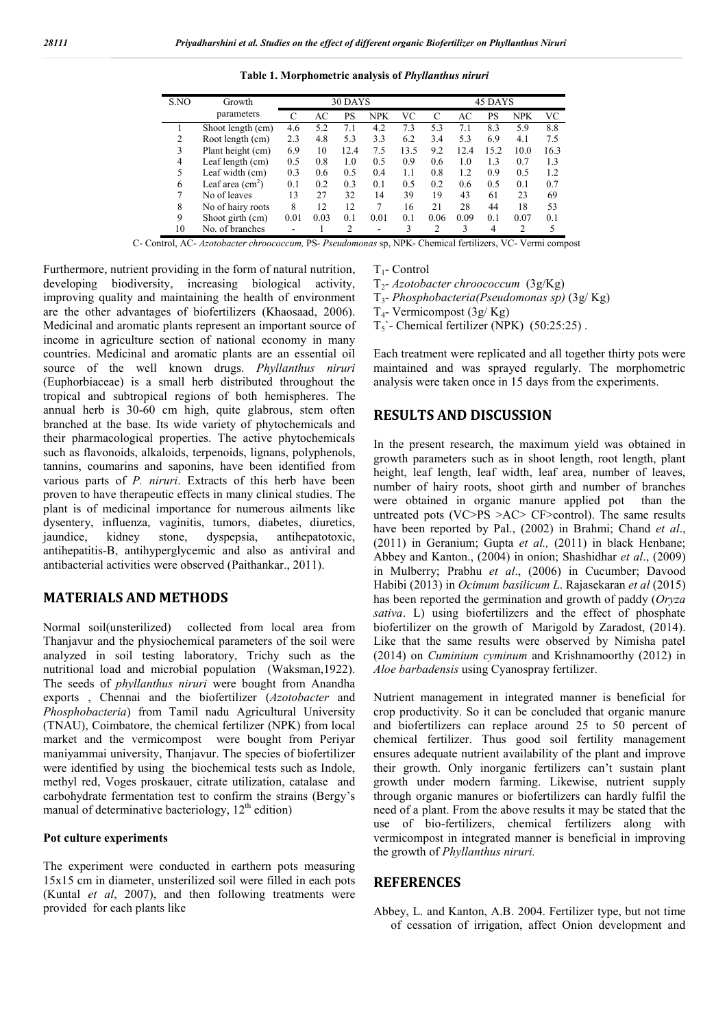**Table 1. Morphometric analysis of *Phyllanthus niruri***

| S.NO | Growth parameters | 30 DAYS | | | | | 45 DAYS | | | | |
|---|---|---|---|---|---|---|---|---|---|---|---|
| | | C | AC | PS | NPK | VC | C | AC | PS | NPK | VC |
| 1 | Shoot length (cm) | 4.6 | 5.2 | 7.1 | 4.2 | 7.3 | 5.3 | 7.1 | 8.3 | 5.9 | 8.8 |
| 2 | Root length (cm) | 2.3 | 4.8 | 5.3 | 3.3 | 6.2 | 3.4 | 5.3 | 6.9 | 4.1 | 7.5 |
| 3 | Plant height (cm) | 6.9 | 10 | 12.4 | 7.5 | 13.5 | 9.2 | 12.4 | 15.2 | 10.0 | 16.3 |
| 4 | Leaf length (cm) | 0.5 | 0.8 | 1.0 | 0.5 | 0.9 | 0.6 | 1.0 | 1.3 | 0.7 | 1.3 |
| 5 | Leaf width (cm) | 0.3 | 0.6 | 0.5 | 0.4 | 1.1 | 0.8 | 1.2 | 0.9 | 0.5 | 1.2 |
| 6 | Leaf area ($cm^2$) | 0.1 | 0.2 | 0.3 | 0.1 | 0.5 | 0.2 | 0.6 | 0.5 | 0.1 | 0.7 |
| 7 | No of leaves | 13 | 27 | 32 | 14 | 39 | 19 | 43 | 61 | 23 | 69 |
| 8 | No of hairy roots | 8 | 12 | 12 | 7 | 16 | 21 | 28 | 44 | 18 | 53 |
| 9 | Shoot girth (cm) | 0.01 | 0.03 | 0.1 | 0.01 | 0.1 | 0.06 | 0.09 | 0.1 | 0.07 | 0.1 |
| 10 | No. of branches | - | 1 | 2 | - | 3 | 2 | 3 | 4 | 2 | 5 |

C- Control, AC- *Azotobacter chroococcum,* PS- *Pseudomonas* sp, NPK- Chemical fertilizers, VC- Vermi compost

Furthermore, nutrient providing in the form of natural nutrition, developing biodiversity, increasing biological activity, improving quality and maintaining the health of environment are the other advantages of biofertilizers (Khaosaad, 2006). Medicinal and aromatic plants represent an important source of income in agriculture section of national economy in many countries. Medicinal and aromatic plants are an essential oil source of the well known drugs. *Phyllanthus niruri* (Euphorbiaceae) is a small herb distributed throughout the tropical and subtropical regions of both hemispheres. The annual herb is 30-60 cm high, quite glabrous, stem often branched at the base. Its wide variety of phytochemicals and their pharmacological properties. The active phytochemicals such as flavonoids, alkaloids, terpenoids, lignans, polyphenols, tannins, coumarins and saponins, have been identified from various parts of *P. niruri*. Extracts of this herb have been proven to have therapeutic effects in many clinical studies. The plant is of medicinal importance for numerous ailments like dysentery, influenza, vaginitis, tumors, diabetes, diuretics, jaundice, kidney stone, dyspepsia, antihepatotoxic, antihepatitis-B, antihyperglycemic and also as antiviral and antibacterial activities were observed (Paithankar., 2011).

## MATERIALS AND METHODS

Normal soil(unsterilized) collected from local area from Thanjavur and the physiochemical parameters of the soil were analyzed in soil testing laboratory, Trichy such as the nutritional load and microbial population (Waksman,1922). The seeds of *phyllanthus niruri* were bought from Anandha exports , Chennai and the biofertilizer (*Azotobacter* and *Phosphobacteria*) from Tamil nadu Agricultural University (TNAU), Coimbatore, the chemical fertilizer (NPK) from local market and the vermicompost were bought from Periyar maniyammai university, Thanjavur. The species of biofertilizer were identified by using the biochemical tests such as Indole, methyl red, Voges proskauer, citrate utilization, catalase and carbohydrate fermentation test to confirm the strains (Bergy's manual of determinative bacteriology, 12th edition)

### Pot culture experiments

The experiment were conducted in earthern pots measuring 15x15 cm in diameter, unsterilized soil were filled in each pots (Kuntal *et al*, 2007), and then following treatments were provided for each plants like

$T_1$- Control

$T_2$- *Azotobacter chroococcum* (3g/Kg)

$T_3$- *Phosphobacteria(Pseudomonas sp)* (3g/ Kg)

$T_4$- Vermicompost (3g/ Kg)

$T_5$`- Chemical fertilizer (NPK) (50:25:25) .

Each treatment were replicated and all together thirty pots were maintained and was sprayed regularly. The morphometric analysis were taken once in 15 days from the experiments.

## RESULTS AND DISCUSSION

In the present research, the maximum yield was obtained in growth parameters such as in shoot length, root length, plant height, leaf length, leaf width, leaf area, number of leaves, number of hairy roots, shoot girth and number of branches were obtained in organic manure applied pot than the untreated pots (VC>PS >AC> CF>control). The same results have been reported by Pal., (2002) in Brahmi; Chand *et al*., (2011) in Geranium; Gupta *et al.,* (2011) in black Henbane; Abbey and Kanton., (2004) in onion; Shashidhar *et al*., (2009) in Mulberry; Prabhu *et al*., (2006) in Cucumber; Davood Habibi (2013) in *Ocimum basilicum L*. Rajasekaran *et al* (2015) has been reported the germination and growth of paddy (*Oryza sativa*. L) using biofertilizers and the effect of phosphate biofertilizer on the growth of Marigold by Zaradost, (2014). Like that the same results were observed by Nimisha patel (2014) on *Cuminium cyminum* and Krishnamoorthy (2012) in *Aloe barbadensis* using Cyanospray fertilizer.

Nutrient management in integrated manner is beneficial for crop productivity. So it can be concluded that organic manure and biofertilizers can replace around 25 to 50 percent of chemical fertilizer. Thus good soil fertility management ensures adequate nutrient availability of the plant and improve their growth. Only inorganic fertilizers can't sustain plant growth under modern farming. Likewise, nutrient supply through organic manures or biofertilizers can hardly fulfil the need of a plant. From the above results it may be stated that the use of bio-fertilizers, chemical fertilizers along with vermicompost in integrated manner is beneficial in improving the growth of *Phyllanthus niruri.*

## REFERENCES

Abbey, L. and Kanton, A.B. 2004. Fertilizer type, but not time of cessation of irrigation, affect Onion development and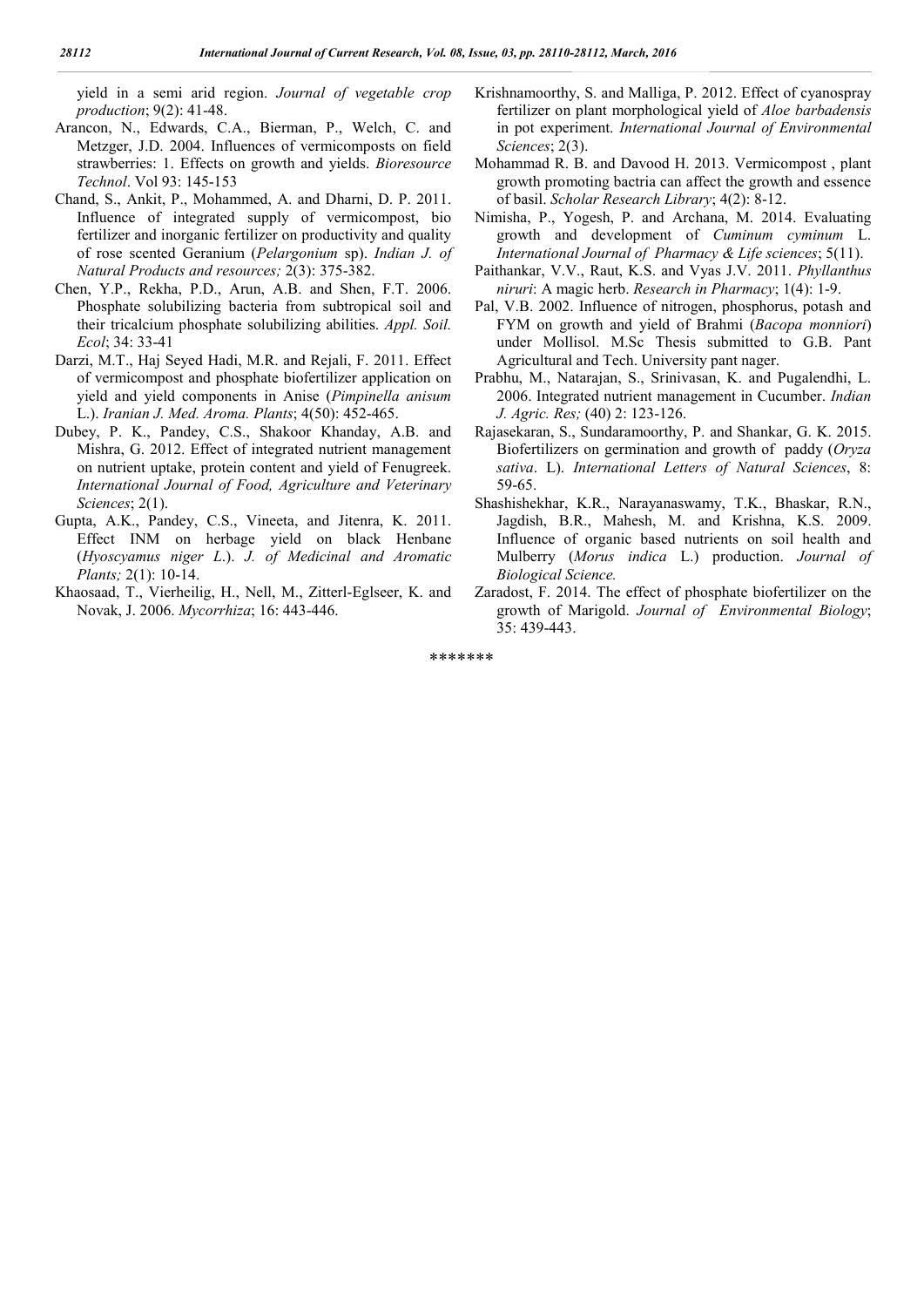yield in a semi arid region. *Journal of vegetable crop production*; 9(2): 41-48.

Arancon, N., Edwards, C.A., Bierman, P., Welch, C. and Metzger, J.D. 2004. Influences of vermicomposts on field strawberries: 1. Effects on growth and yields. *Bioresource Technol*. Vol 93: 145-153

Chand, S., Ankit, P., Mohammed, A. and Dharni, D. P. 2011. Influence of integrated supply of vermicompost, bio fertilizer and inorganic fertilizer on productivity and quality of rose scented Geranium (*Pelargonium* sp). *Indian J. of Natural Products and resources;* 2(3): 375-382.

Chen, Y.P., Rekha, P.D., Arun, A.B. and Shen, F.T. 2006. Phosphate solubilizing bacteria from subtropical soil and their tricalcium phosphate solubilizing abilities. *Appl. Soil. Ecol*; 34: 33-41

Darzi, M.T., Haj Seyed Hadi, M.R. and Rejali, F. 2011. Effect of vermicompost and phosphate biofertilizer application on yield and yield components in Anise (*Pimpinella anisum* L.). *Iranian J. Med. Aroma. Plants*; 4(50): 452-465.

Dubey, P. K., Pandey, C.S., Shakoor Khanday, A.B. and Mishra, G. 2012. Effect of integrated nutrient management on nutrient uptake, protein content and yield of Fenugreek. *International Journal of Food, Agriculture and Veterinary Sciences*; 2(1).

Gupta, A.K., Pandey, C.S., Vineeta, and Jitenra, K. 2011. Effect INM on herbage yield on black Henbane (*Hyoscyamus niger L*.). *J. of Medicinal and Aromatic Plants;* 2(1): 10-14.

Khaosaad, T., Vierheilig, H., Nell, M., Zitterl-Eglseer, K. and Novak, J. 2006. *Mycorrhiza*; 16: 443-446.

Krishnamoorthy, S. and Malliga, P. 2012. Effect of cyanospray fertilizer on plant morphological yield of *Aloe barbadensis* in pot experiment. *International Journal of Environmental Sciences*; 2(3).

Mohammad R. B. and Davood H. 2013. Vermicompost , plant growth promoting bactria can affect the growth and essence of basil. *Scholar Research Library*; 4(2): 8-12.

Nimisha, P., Yogesh, P. and Archana, M. 2014. Evaluating growth and development of *Cuminum cyminum* L. *International Journal of Pharmacy & Life sciences*; 5(11).

Paithankar, V.V., Raut, K.S. and Vyas J.V. 2011. *Phyllanthus niruri*: A magic herb. *Research in Pharmacy*; 1(4): 1-9.

Pal, V.B. 2002. Influence of nitrogen, phosphorus, potash and FYM on growth and yield of Brahmi (*Bacopa monniori*) under Mollisol. M.Sc Thesis submitted to G.B. Pant Agricultural and Tech. University pant nager.

Prabhu, M., Natarajan, S., Srinivasan, K. and Pugalendhi, L. 2006. Integrated nutrient management in Cucumber. *Indian J. Agric. Res;* (40) 2: 123-126.

Rajasekaran, S., Sundaramoorthy, P. and Shankar, G. K. 2015. Biofertilizers on germination and growth of paddy (*Oryza sativa*. L). *International Letters of Natural Sciences*, 8: 59-65.

Shashishekhar, K.R., Narayanaswamy, T.K., Bhaskar, R.N., Jagdish, B.R., Mahesh, M. and Krishna, K.S. 2009. Influence of organic based nutrients on soil health and Mulberry (*Morus indica* L.) production. *Journal of Biological Science.*

Zaradost, F. 2014. The effect of phosphate biofertilizer on the growth of Marigold. *Journal of Environmental Biology*; 35: 439-443.

*******